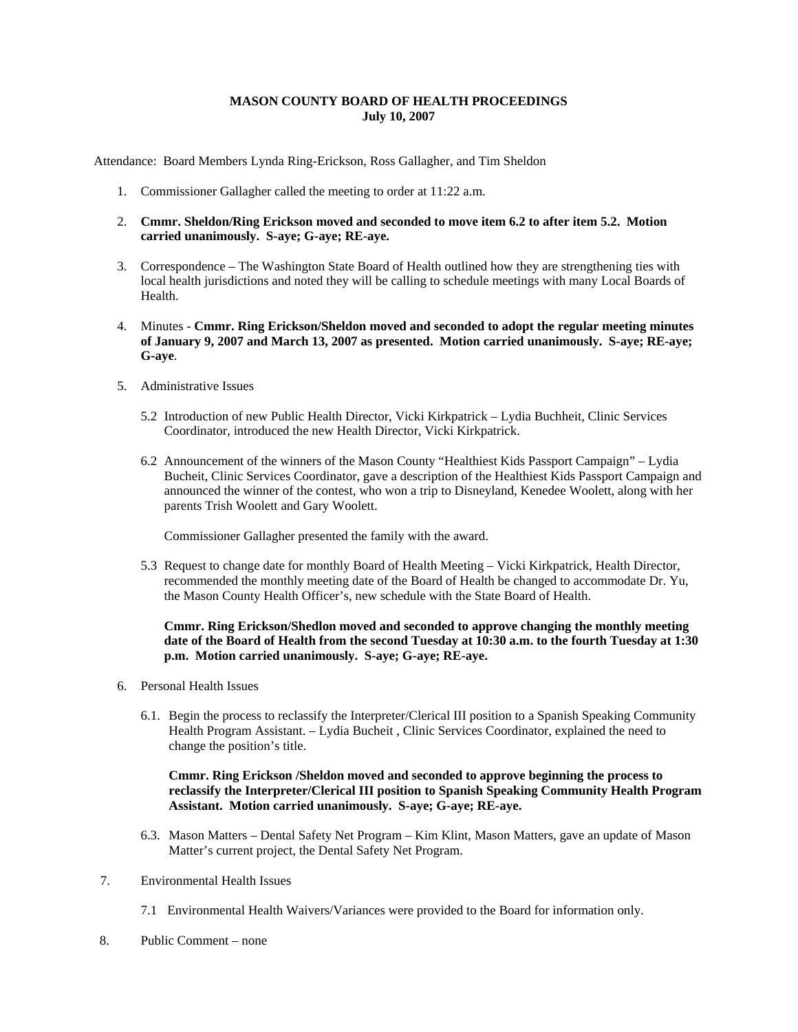**MASON COUNTY BOARD OF HEALTH PROCEEDINGS**
**July 10, 2007**

Attendance: Board Members Lynda Ring-Erickson, Ross Gallagher, and Tim Sheldon

1. Commissioner Gallagher called the meeting to order at 11:22 a.m.

2. **Cmmr. Sheldon/Ring Erickson moved and seconded to move item 6.2 to after item 5.2. Motion carried unanimously. S-aye; G-aye; RE-aye.**

3. Correspondence – The Washington State Board of Health outlined how they are strengthening ties with local health jurisdictions and noted they will be calling to schedule meetings with many Local Boards of Health.

4. Minutes - **Cmmr. Ring Erickson/Sheldon moved and seconded to adopt the regular meeting minutes of January 9, 2007 and March 13, 2007 as presented. Motion carried unanimously. S-aye; RE-aye; G-aye**.

5. Administrative Issues

   5.2 Introduction of new Public Health Director, Vicki Kirkpatrick – Lydia Buchheit, Clinic Services Coordinator, introduced the new Health Director, Vicki Kirkpatrick.

   6.2 Announcement of the winners of the Mason County "Healthiest Kids Passport Campaign" – Lydia Bucheit, Clinic Services Coordinator, gave a description of the Healthiest Kids Passport Campaign and announced the winner of the contest, who won a trip to Disneyland, Kenedee Woolett, along with her parents Trish Woolett and Gary Woolett.

   Commissioner Gallagher presented the family with the award.

   5.3 Request to change date for monthly Board of Health Meeting – Vicki Kirkpatrick, Health Director, recommended the monthly meeting date of the Board of Health be changed to accommodate Dr. Yu, the Mason County Health Officer's, new schedule with the State Board of Health.

   **Cmmr. Ring Erickson/Shedlon moved and seconded to approve changing the monthly meeting date of the Board of Health from the second Tuesday at 10:30 a.m. to the fourth Tuesday at 1:30 p.m. Motion carried unanimously. S-aye; G-aye; RE-aye.**

6. Personal Health Issues

   6.1. Begin the process to reclassify the Interpreter/Clerical III position to a Spanish Speaking Community Health Program Assistant. – Lydia Bucheit , Clinic Services Coordinator, explained the need to change the position's title.

   **Cmmr. Ring Erickson /Sheldon moved and seconded to approve beginning the process to reclassify the Interpreter/Clerical III position to Spanish Speaking Community Health Program Assistant. Motion carried unanimously. S-aye; G-aye; RE-aye.**

   6.3. Mason Matters – Dental Safety Net Program – Kim Klint, Mason Matters, gave an update of Mason Matter's current project, the Dental Safety Net Program.

7. Environmental Health Issues

   7.1 Environmental Health Waivers/Variances were provided to the Board for information only.

8. Public Comment – none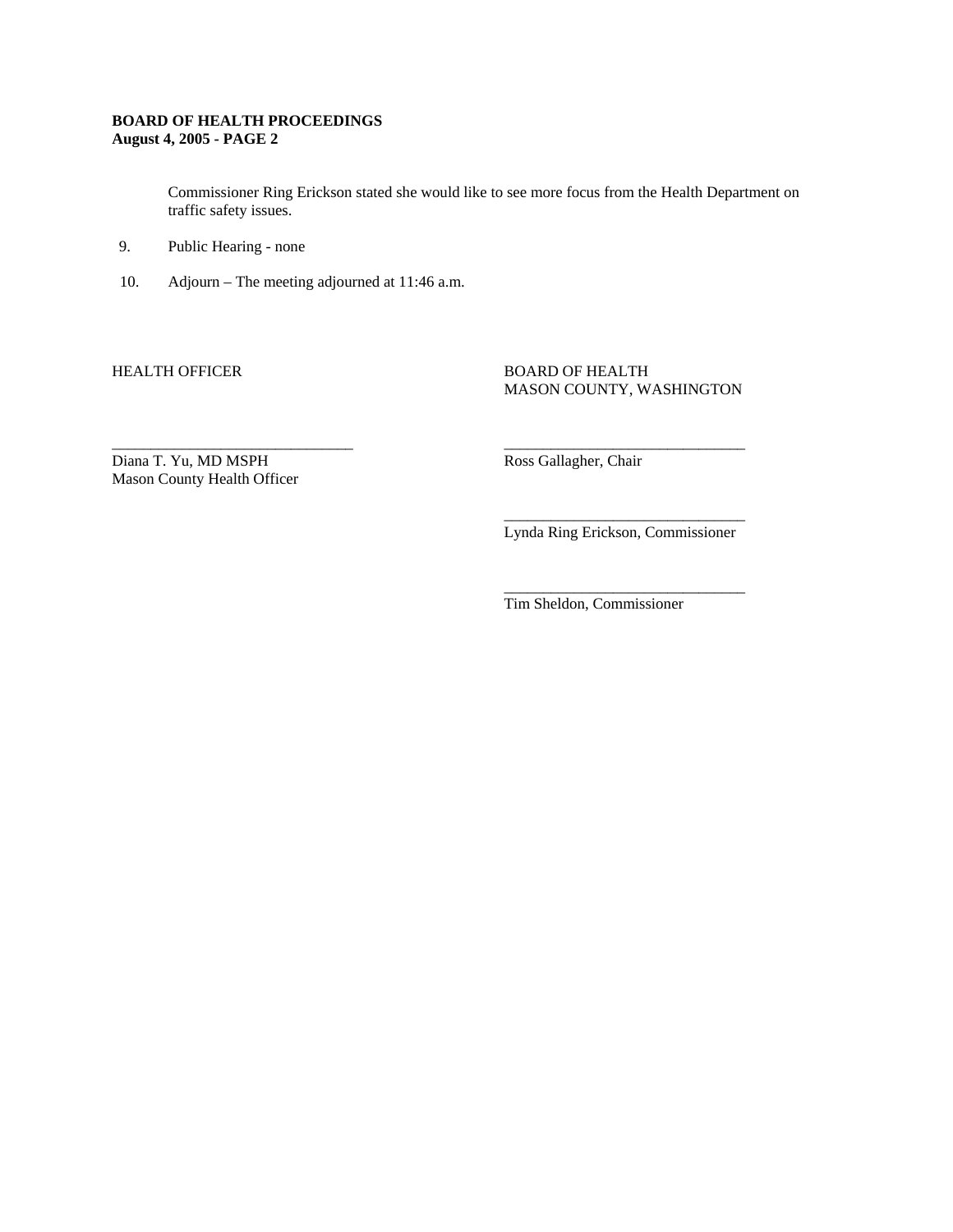Commissioner Ring Erickson stated she would like to see more focus from the Health Department on traffic safety issues.

9. Public Hearing - none

10. Adjourn – The meeting adjourned at 11:46 a.m.

| HEALTH OFFICER | BOARD OF HEALTH<br>MASON COUNTY, WASHINGTON |
|---|---|
| _______________________________<br>Diana T. Yu, MD MSPH<br>Mason County Health Officer | _______________________________<br>Ross Gallagher, Chair |
| | _______________________________<br>Lynda Ring Erickson, Commissioner |
| | _______________________________<br>Tim Sheldon, Commissioner |